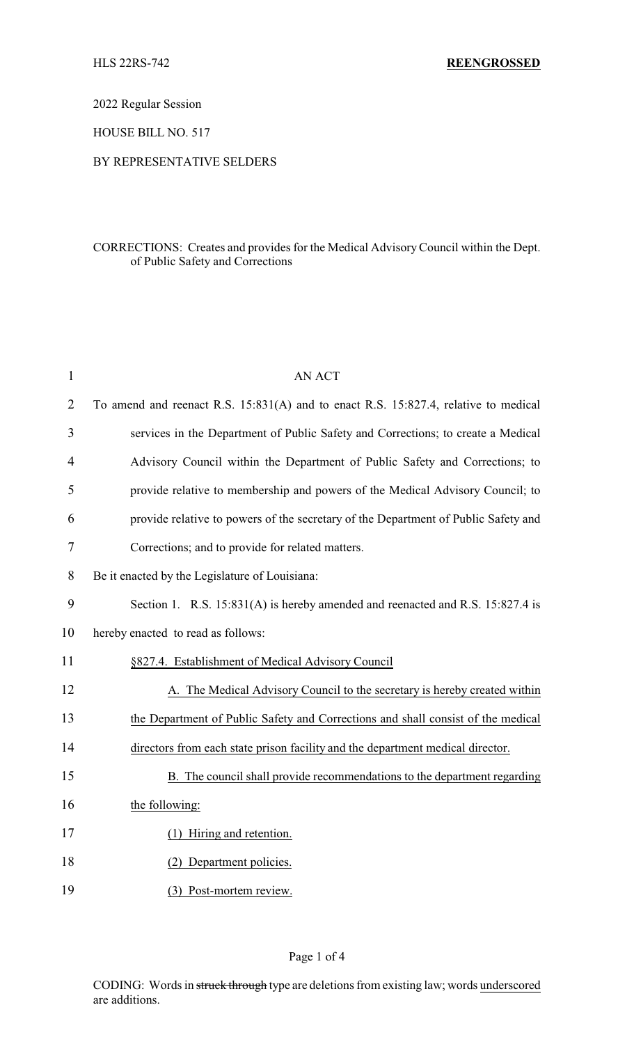HLS 22RS-742 **REENGROSSED**

2022 Regular Session

HOUSE BILL NO. 517

BY REPRESENTATIVE SELDERS

CORRECTIONS: Creates and provides for the Medical Advisory Council within the Dept. of Public Safety and Corrections

AN ACT

To amend and reenact R.S. 15:831(A) and to enact R.S. 15:827.4, relative to medical services in the Department of Public Safety and Corrections; to create a Medical Advisory Council within the Department of Public Safety and Corrections; to provide relative to membership and powers of the Medical Advisory Council; to provide relative to powers of the secretary of the Department of Public Safety and Corrections; and to provide for related matters.

Be it enacted by the Legislature of Louisiana:

Section 1. R.S. 15:831(A) is hereby amended and reenacted and R.S. 15:827.4 is hereby enacted to read as follows:

<u>§827.4. Establishment of Medical Advisory Council</u>

<u>A. The Medical Advisory Council to the secretary is hereby created within the Department of Public Safety and Corrections and shall consist of the medical directors from each state prison facility and the department medical director.</u>

<u>B. The council shall provide recommendations to the department regarding the following:</u>

<u>(1) Hiring and retention.</u>

<u>(2) Department policies.</u>

<u>(3) Post-mortem review.</u>

CODING: Words in ~~struck through~~ type are deletions from existing law; words <u>underscored</u> are additions.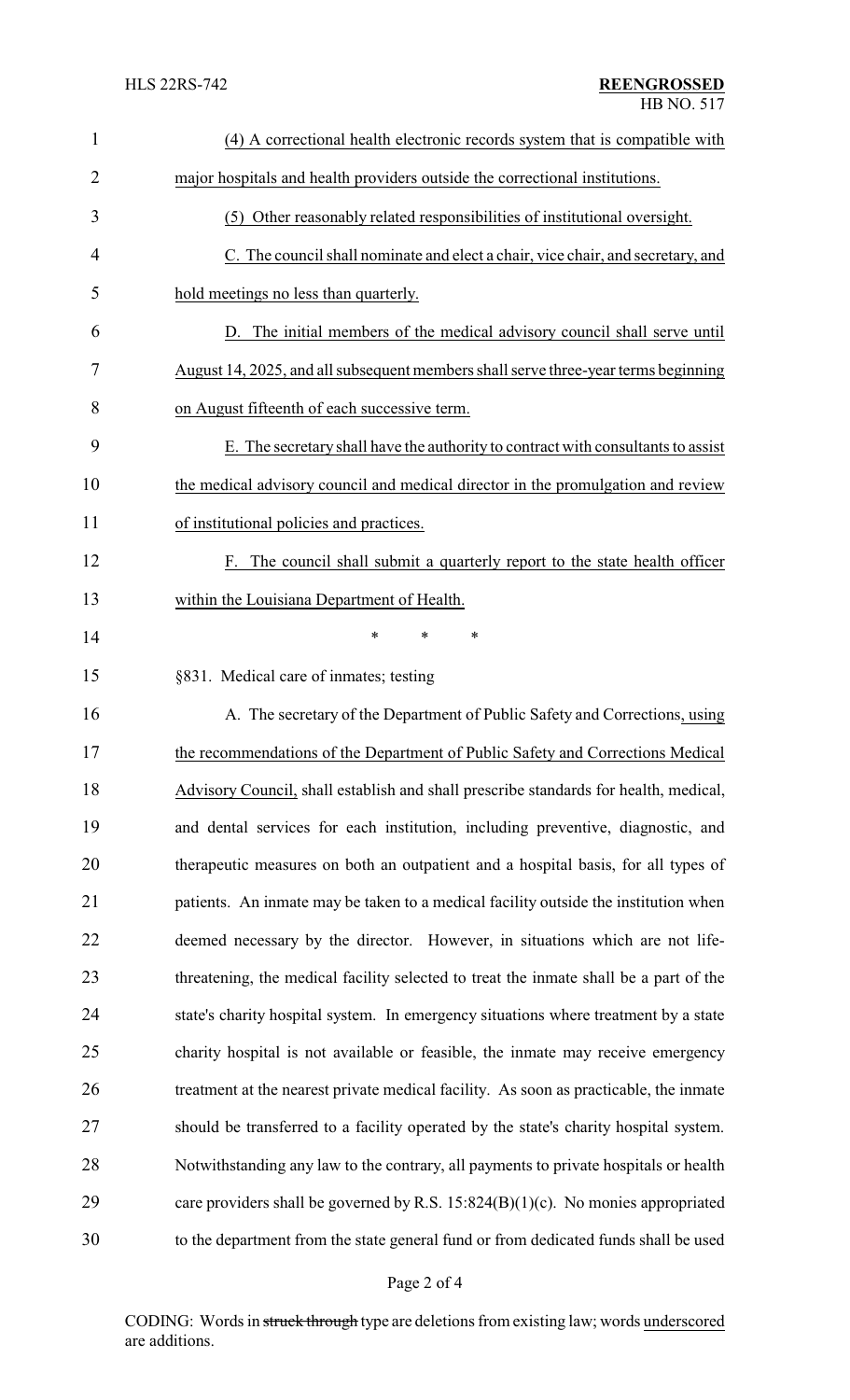(4) A correctional health electronic records system that is compatible with major hospitals and health providers outside the correctional institutions.

(5) Other reasonably related responsibilities of institutional oversight.

C. The council shall nominate and elect a chair, vice chair, and secretary, and hold meetings no less than quarterly.

D. The initial members of the medical advisory council shall serve until August 14, 2025, and all subsequent members shall serve three-year terms beginning on August fifteenth of each successive term.

E. The secretary shall have the authority to contract with consultants to assist the medical advisory council and medical director in the promulgation and review of institutional policies and practices.

F. The council shall submit a quarterly report to the state health officer within the Louisiana Department of Health.

\* \* \*

§831. Medical care of inmates; testing

A. The secretary of the Department of Public Safety and Corrections, using the recommendations of the Department of Public Safety and Corrections Medical Advisory Council, shall establish and shall prescribe standards for health, medical, and dental services for each institution, including preventive, diagnostic, and therapeutic measures on both an outpatient and a hospital basis, for all types of patients. An inmate may be taken to a medical facility outside the institution when deemed necessary by the director. However, in situations which are not life-threatening, the medical facility selected to treat the inmate shall be a part of the state's charity hospital system. In emergency situations where treatment by a state charity hospital is not available or feasible, the inmate may receive emergency treatment at the nearest private medical facility. As soon as practicable, the inmate should be transferred to a facility operated by the state's charity hospital system. Notwithstanding any law to the contrary, all payments to private hospitals or health care providers shall be governed by R.S. 15:824(B)(1)(c). No monies appropriated to the department from the state general fund or from dedicated funds shall be used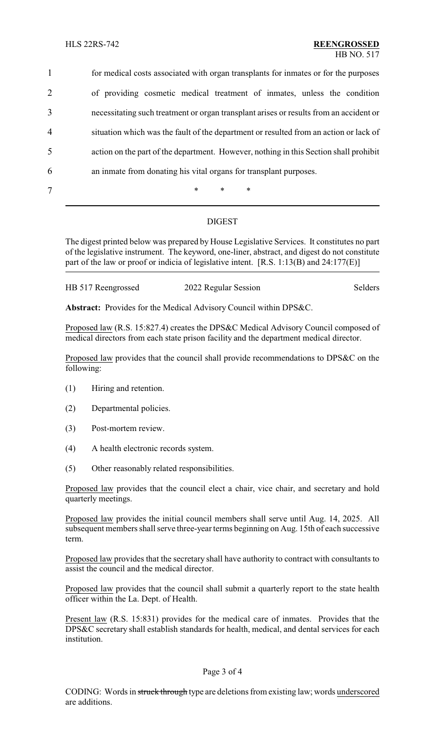for medical costs associated with organ transplants for inmates or for the purposes of providing cosmetic medical treatment of inmates, unless the condition necessitating such treatment or organ transplant arises or results from an accident or situation which was the fault of the department or resulted from an action or lack of action on the part of the department. However, nothing in this Section shall prohibit an inmate from donating his vital organs for transplant purposes.

\* \* \*

---

DIGEST

The digest printed below was prepared by House Legislative Services. It constitutes no part of the legislative instrument. The keyword, one-liner, abstract, and digest do not constitute part of the law or proof or indicia of legislative intent. [R.S. 1:13(B) and 24:177(E)]

HB 517 Reengrossed 2022 Regular Session Selders

**Abstract:** Provides for the Medical Advisory Council within DPS&C.

Proposed law (R.S. 15:827.4) creates the DPS&C Medical Advisory Council composed of medical directors from each state prison facility and the department medical director.

Proposed law provides that the council shall provide recommendations to DPS&C on the following:

(1) Hiring and retention.

(2) Departmental policies.

(3) Post-mortem review.

(4) A health electronic records system.

(5) Other reasonably related responsibilities.

Proposed law provides that the council elect a chair, vice chair, and secretary and hold quarterly meetings.

Proposed law provides the initial council members shall serve until Aug. 14, 2025. All subsequent members shall serve three-year terms beginning on Aug. 15th of each successive term.

Proposed law provides that the secretary shall have authority to contract with consultants to assist the council and the medical director.

Proposed law provides that the council shall submit a quarterly report to the state health officer within the La. Dept. of Health.

Present law (R.S. 15:831) provides for the medical care of inmates. Provides that the DPS&C secretary shall establish standards for health, medical, and dental services for each institution.

CODING: Words in ~~struck through~~ type are deletions from existing law; words underscored are additions.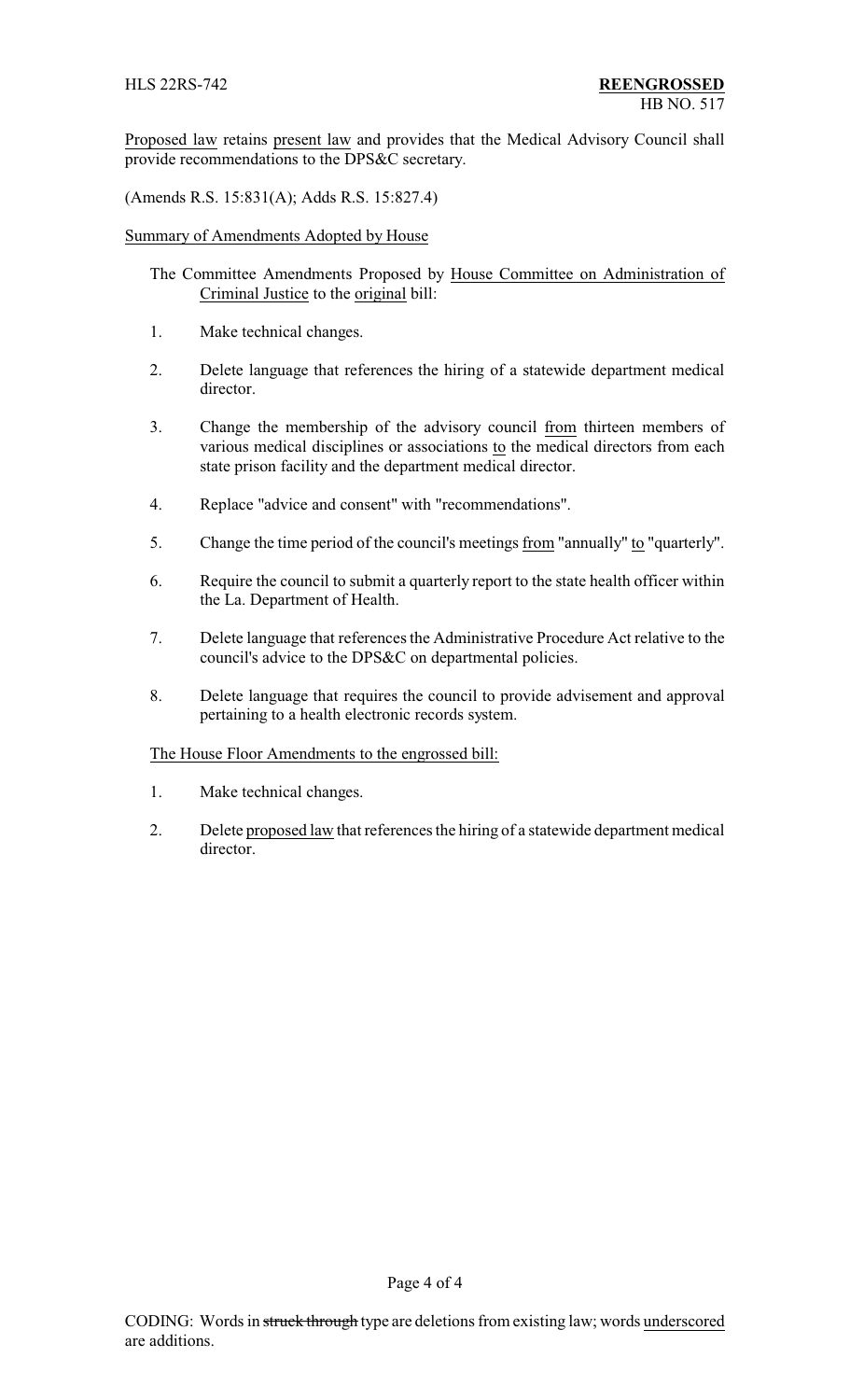Proposed law retains present law and provides that the Medical Advisory Council shall provide recommendations to the DPS&C secretary.

(Amends R.S. 15:831(A); Adds R.S. 15:827.4)

Summary of Amendments Adopted by House

The Committee Amendments Proposed by House Committee on Administration of Criminal Justice to the original bill:

1. Make technical changes.

2. Delete language that references the hiring of a statewide department medical director.

3. Change the membership of the advisory council from thirteen members of various medical disciplines or associations to the medical directors from each state prison facility and the department medical director.

4. Replace "advice and consent" with "recommendations".

5. Change the time period of the council's meetings from "annually" to "quarterly".

6. Require the council to submit a quarterly report to the state health officer within the La. Department of Health.

7. Delete language that references the Administrative Procedure Act relative to the council's advice to the DPS&C on departmental policies.

8. Delete language that requires the council to provide advisement and approval pertaining to a health electronic records system.

The House Floor Amendments to the engrossed bill:

1. Make technical changes.

2. Delete proposed law that references the hiring of a statewide department medical director.

CODING: Words in ~~struck through~~ type are deletions from existing law; words underscored are additions.